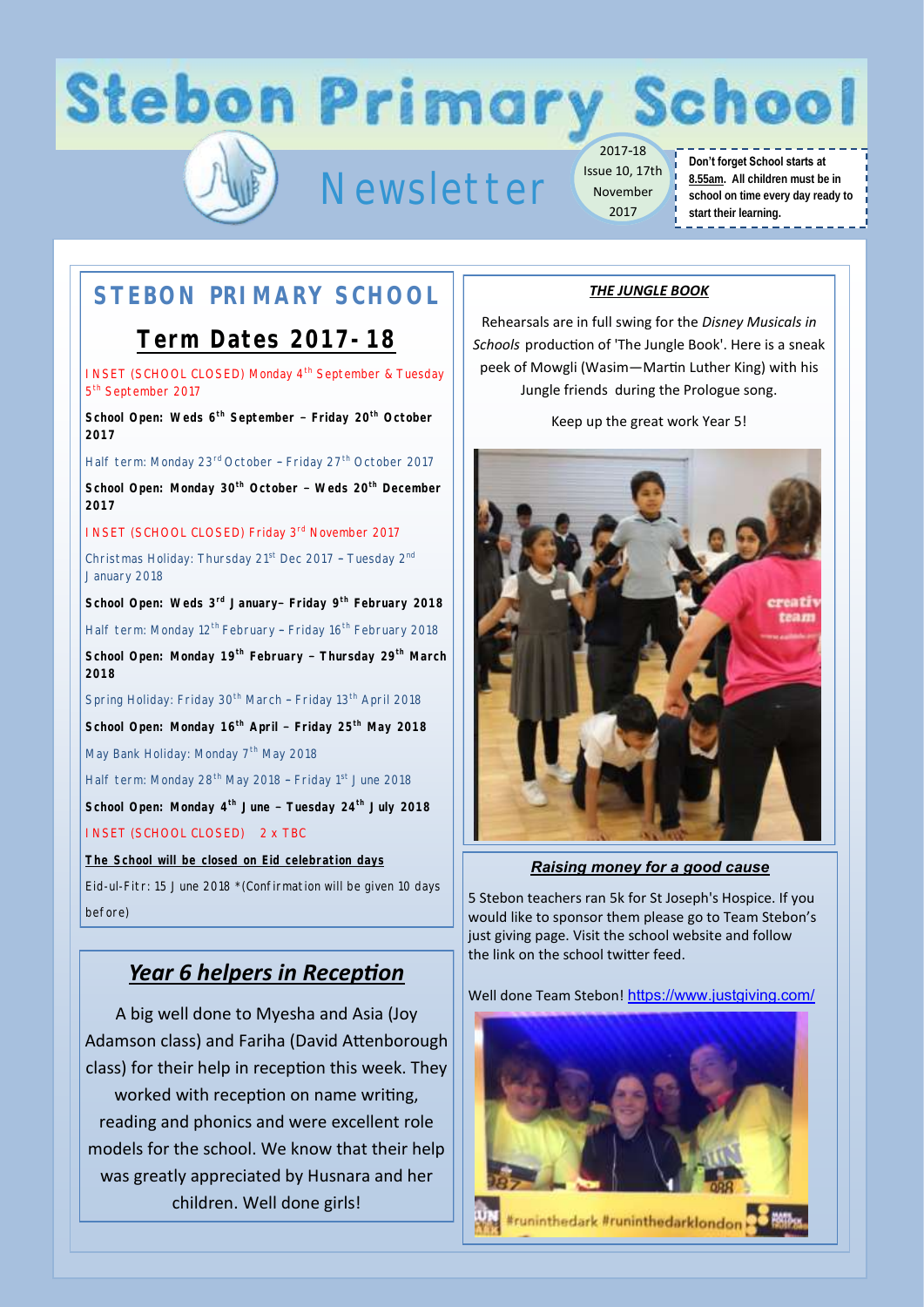# Stebon Primary School

## Newsletter

2017-18 Issue 10, 17th November 2017

**Don't forget School starts at 8.55am. All children must be in school on time every day ready to start their learning.**

## STEBON PRIMARY SCHOOL

### Term Dates 2017-18

INSET (SCHOOL CLOSED) Monday 4th September & Tuesday 5th September 2017

**School Open: Weds 6th September – Friday 20th October 2017**

Half term: Monday 23rd October – Friday 27th October 2017

**School Open: Monday 30th October – Weds 20th December 2017**

INSET (SCHOOL CLOSED) Friday 3rd November 2017

Christmas Holiday: Thursday 21st Dec 2017 – Tuesday 2nd January 2018

**School Open: Weds 3rd January– Friday 9th February 2018**

Half term: Monday 12th February – Friday 16th February 2018

**School Open: Monday 19th February – Thursday 29th March 2018**

Spring Holiday: Friday 30th March – Friday 13th April 2018

**School Open: Monday 16th April – Friday 25th May 2018**

May Bank Holiday: Monday 7th May 2018

Half term: Monday 28th May 2018 – Friday 1st June 2018

**School Open: Monday 4th June – Tuesday 24th July 2018**

INSET (SCHOOL CLOSED) 2 x TBC

**The School will be closed on Eid celebration days**

Eid-ul-Fitr: 15 June 2018 *(Confirmation will be given 10 days before)

## Year 6 helpers in Reception

A big well done to Myesha and Asia (Joy Adamson class) and Fariha (David Attenborough class) for their help in reception this week. They worked with reception on name writing, reading and phonics and were excellent role models for the school. We know that their help was greatly appreciated by Husnara and her children. Well done girls!

## THE JUNGLE BOOK

Rehearsals are in full swing for the *Disney Musicals in Schools* production of 'The Jungle Book'. Here is a sneak peek of Mowgli (Wasim—Martin Luther King) with his Jungle friends during the Prologue song.

Keep up the great work Year 5!

## Raising money for a good cause

5 Stebon teachers ran 5k for St Joseph's Hospice. If you would like to sponsor them please go to Team Stebon's just giving page. Visit the school website and follow the link on the school twitter feed.

Well done Team Stebon! https://www.justgiving.com/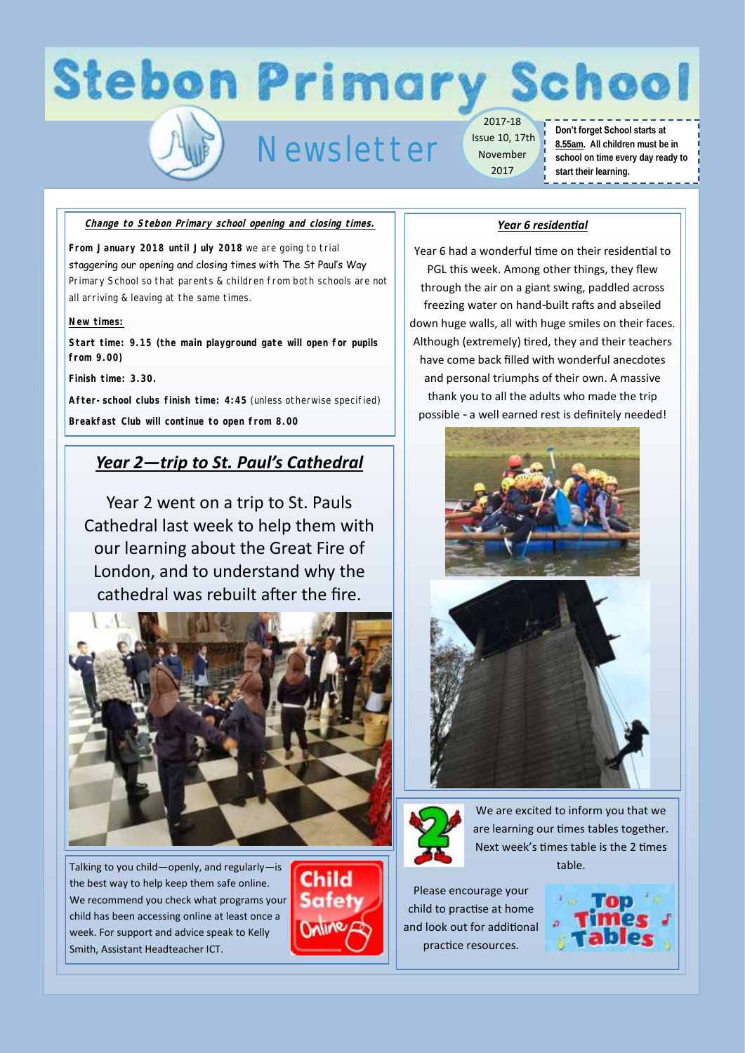# Stebon Primary School

## Newsletter

2017-18 Issue 10, 17th November 2017

**Don't forget School starts at 8.55am. All children must be in school on time every day ready to start their learning.**

### *Change to Stebon Primary school opening and closing times.*

**From January 2018 until July 2018** we are going to trial staggering our opening and closing times with The St Paul's Way Primary School so that parents & children from both schools are not all arriving & leaving at the same times.

**New times:**

**Start time: 9.15 (the main playground gate will open for pupils from 9.00)**

**Finish time: 3.30.**

**After-school clubs finish time: 4:45** (unless otherwise specified)

**Breakfast Club will continue to open from 8.00**

### *Year 2—trip to St. Paul's Cathedral*

Year 2 went on a trip to St. Pauls Cathedral last week to help them with our learning about the Great Fire of London, and to understand why the cathedral was rebuilt after the fire.

Talking to you child—openly, and regularly—is the best way to help keep them safe online. We recommend you check what programs your child has been accessing online at least once a week. For support and advice speak to Kelly Smith, Assistant Headteacher ICT.

Child Safety Online

### *Year 6 residential*

Year 6 had a wonderful time on their residential to PGL this week. Among other things, they flew through the air on a giant swing, paddled across freezing water on hand-built rafts and abseiled down huge walls, all with huge smiles on their faces. Although (extremely) tired, they and their teachers have come back filled with wonderful anecdotes and personal triumphs of their own. A massive thank you to all the adults who made the trip possible - a well earned rest is definitely needed!

We are excited to inform you that we are learning our times tables together. Next week's times table is the 2 times table.

Please encourage your child to practise at home and look out for additional practice resources.

Top Times Tables